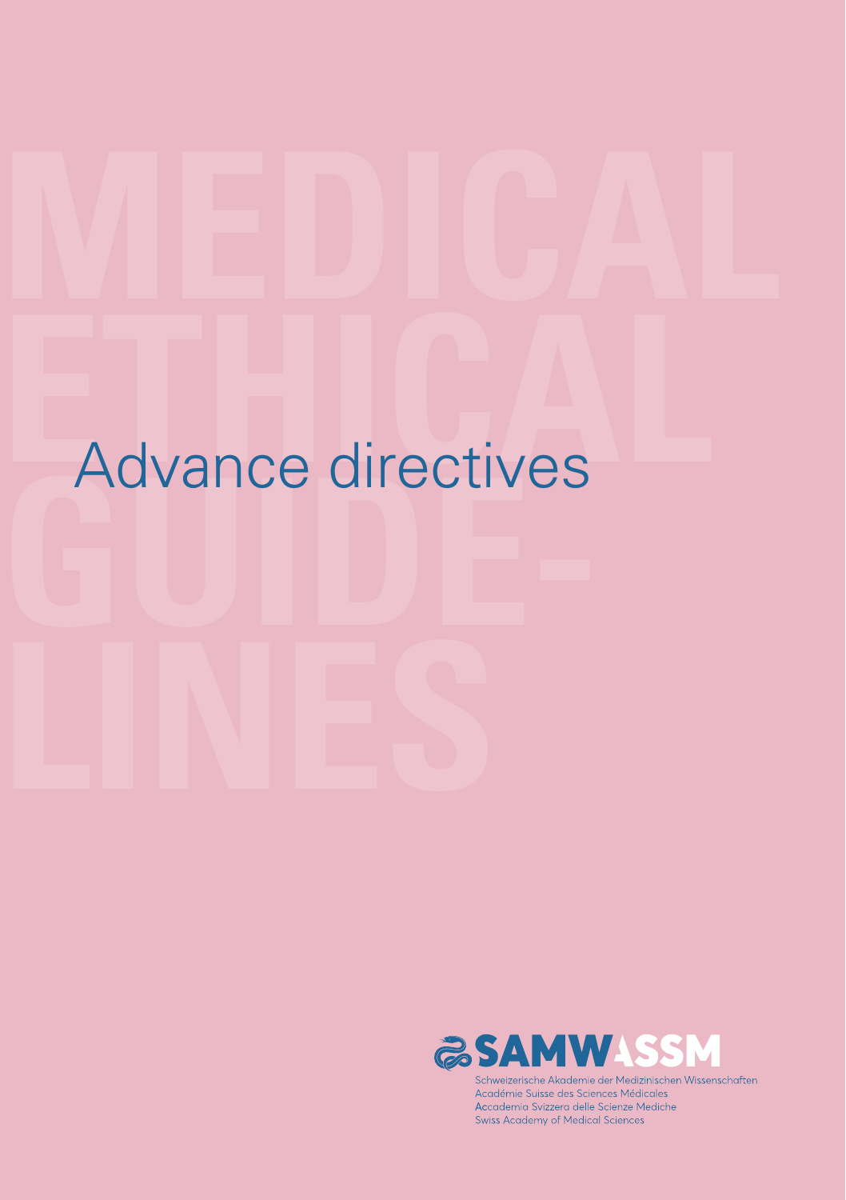MEDICAL ETHICAL GUIDE-LINES

# Advance directives

SAMW ASSM

Schweizerische Akademie der Medizinischen Wissenschaften
Académie Suisse des Sciences Médicales
Accademia Svizzera delle Scienze Mediche
Swiss Academy of Medical Sciences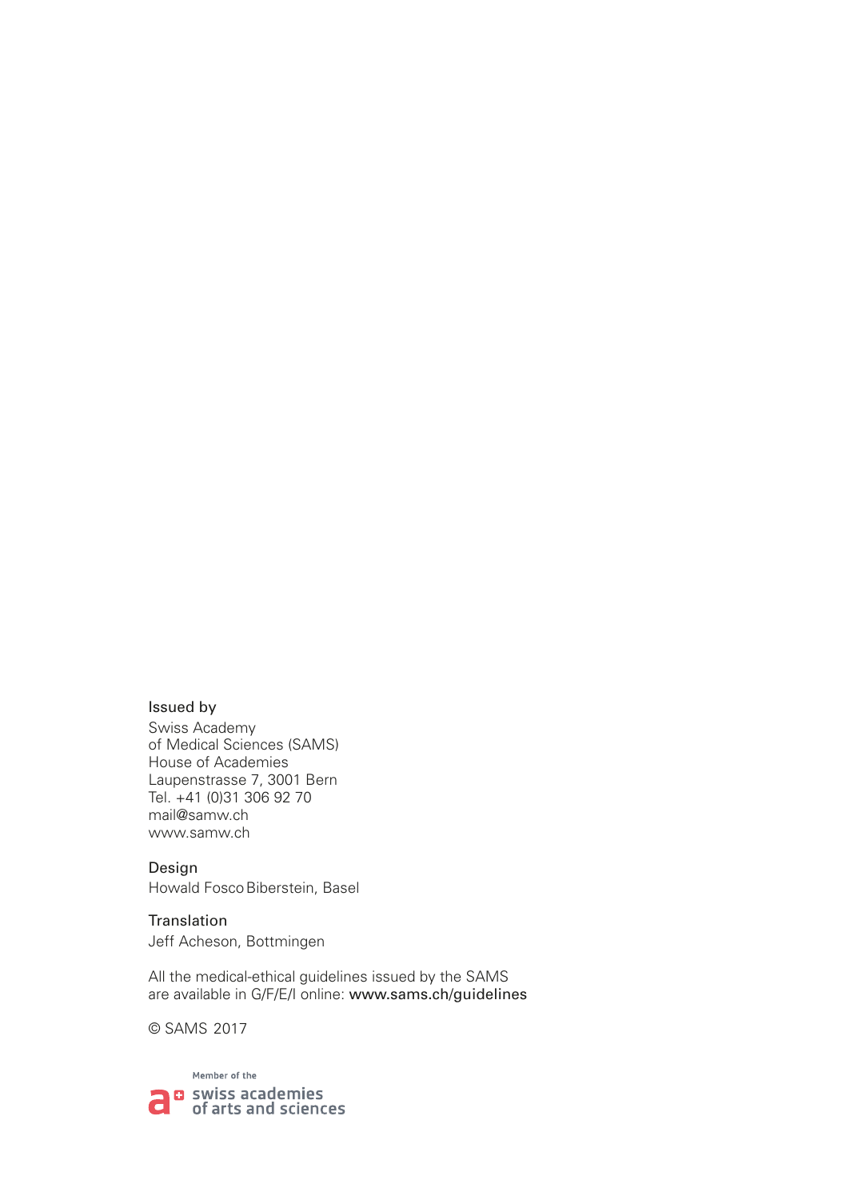Issued by

Swiss Academy
of Medical Sciences (SAMS)
House of Academies
Laupenstrasse 7, 3001 Bern
Tel. +41 (0)31 306 92 70
mail@samw.ch
www.samw.ch

Design

Howald Fosco Biberstein, Basel

Translation

Jeff Acheson, Bottmingen

All the medical-ethical guidelines issued by the SAMS
are available in G/F/E/I online: **www.sams.ch/guidelines**

© SAMS 2017

Member of the
swiss academies
of arts and sciences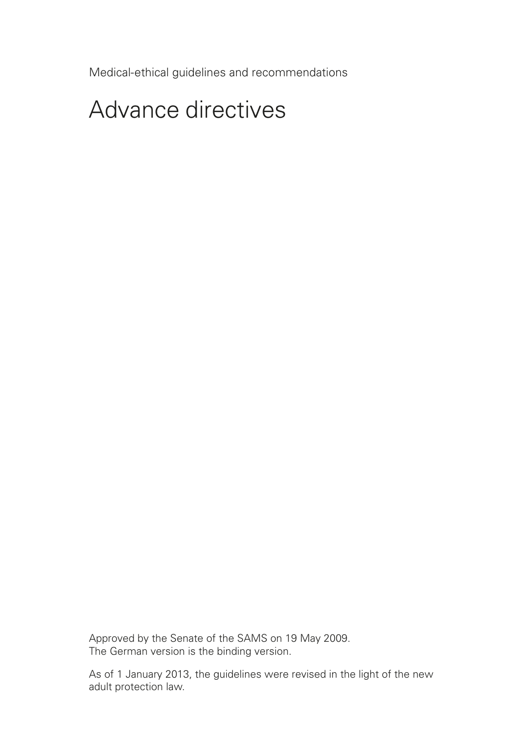Medical-ethical guidelines and recommendations

# Advance directives

Approved by the Senate of the SAMS on 19 May 2009.
The German version is the binding version.

As of 1 January 2013, the guidelines were revised in the light of the new adult protection law.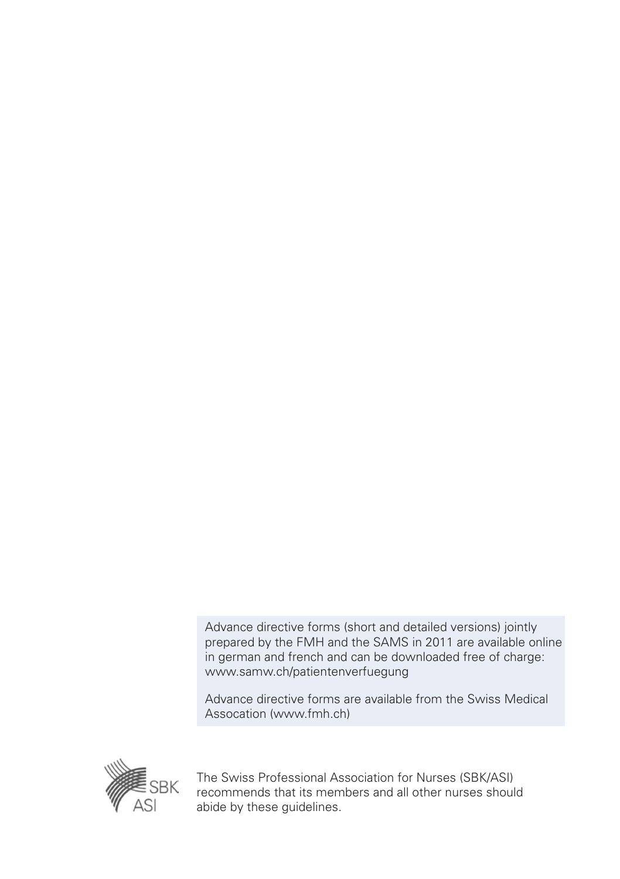Advance directive forms (short and detailed versions) jointly prepared by the FMH and the SAMS in 2011 are available online in german and french and can be downloaded free of charge: www.samw.ch/patientenverfuegung

Advance directive forms are available from the Swiss Medical Assocation (www.fmh.ch)

SBK ASI

The Swiss Professional Association for Nurses (SBK/ASI) recommends that its members and all other nurses should abide by these guidelines.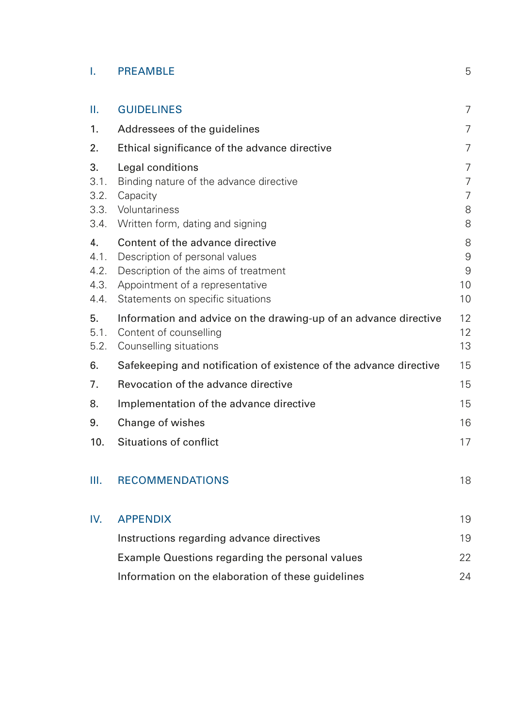| | | |
|---|---|---|
| I. | PREAMBLE | 5 |
| II. | GUIDELINES | 7 |
| 1. | Addressees of the guidelines | 7 |
| 2. | Ethical significance of the advance directive | 7 |
| 3. | Legal conditions | 7 |
| 3.1. | Binding nature of the advance directive | 7 |
| 3.2. | Capacity | 7 |
| 3.3. | Voluntariness | 8 |
| 3.4. | Written form, dating and signing | 8 |
| 4. | Content of the advance directive | 8 |
| 4.1. | Description of personal values | 9 |
| 4.2. | Description of the aims of treatment | 9 |
| 4.3. | Appointment of a representative | 10 |
| 4.4. | Statements on specific situations | 10 |
| 5. | Information and advice on the drawing-up of an advance directive | 12 |
| 5.1. | Content of counselling | 12 |
| 5.2. | Counselling situations | 13 |
| 6. | Safekeeping and notification of existence of the advance directive | 15 |
| 7. | Revocation of the advance directive | 15 |
| 8. | Implementation of the advance directive | 15 |
| 9. | Change of wishes | 16 |
| 10. | Situations of conflict | 17 |
| III. | RECOMMENDATIONS | 18 |
| IV. | APPENDIX | 19 |
| | Instructions regarding advance directives | 19 |
| | Example Questions regarding the personal values | 22 |
| | Information on the elaboration of these guidelines | 24 |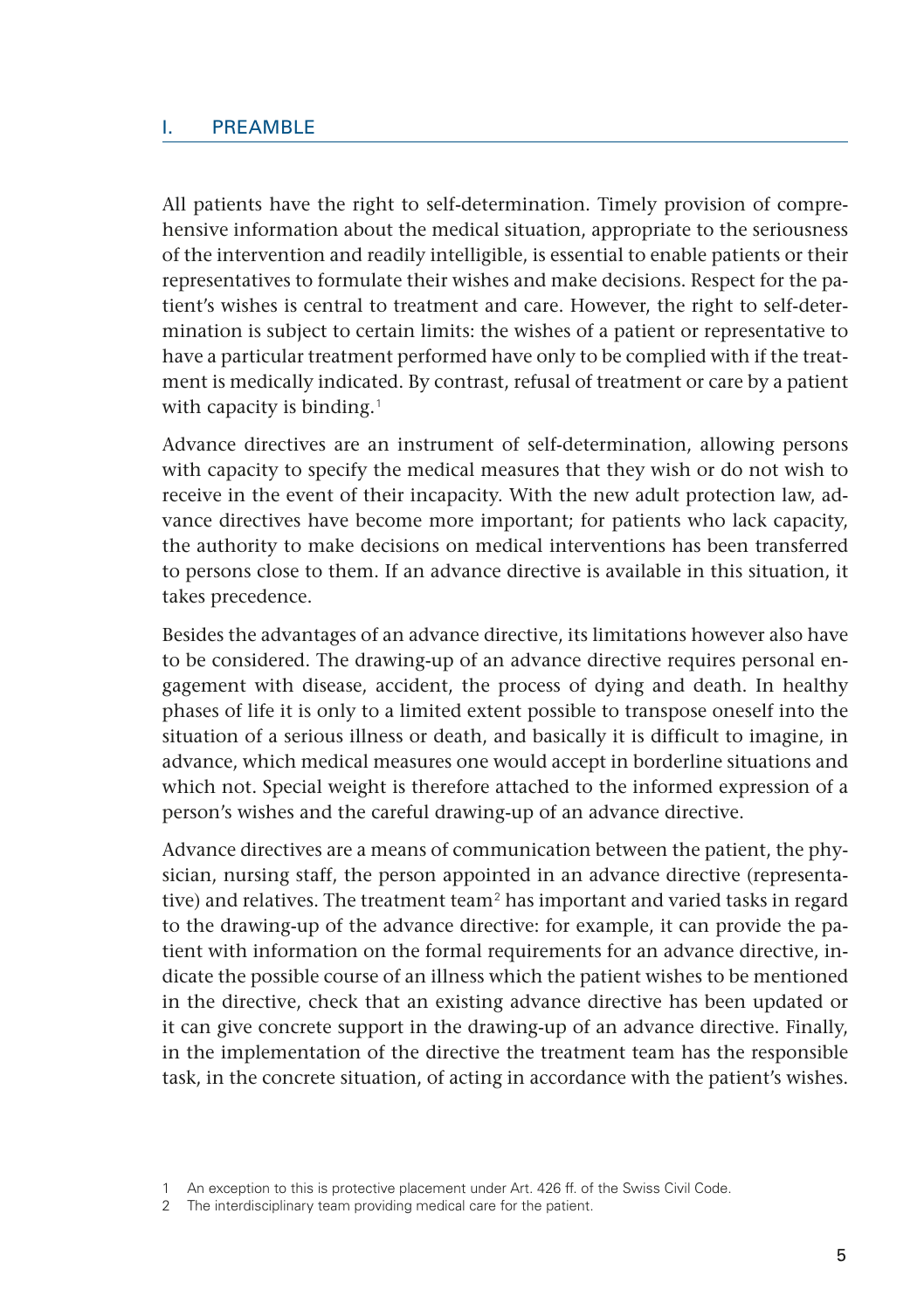## I. PREAMBLE

All patients have the right to self-determination. Timely provision of comprehensive information about the medical situation, appropriate to the seriousness of the intervention and readily intelligible, is essential to enable patients or their representatives to formulate their wishes and make decisions. Respect for the patient's wishes is central to treatment and care. However, the right to self-determination is subject to certain limits: the wishes of a patient or representative to have a particular treatment performed have only to be complied with if the treatment is medically indicated. By contrast, refusal of treatment or care by a patient with capacity is binding.[1]

Advance directives are an instrument of self-determination, allowing persons with capacity to specify the medical measures that they wish or do not wish to receive in the event of their incapacity. With the new adult protection law, advance directives have become more important; for patients who lack capacity, the authority to make decisions on medical interventions has been transferred to persons close to them. If an advance directive is available in this situation, it takes precedence.

Besides the advantages of an advance directive, its limitations however also have to be considered. The drawing-up of an advance directive requires personal engagement with disease, accident, the process of dying and death. In healthy phases of life it is only to a limited extent possible to transpose oneself into the situation of a serious illness or death, and basically it is difficult to imagine, in advance, which medical measures one would accept in borderline situations and which not. Special weight is therefore attached to the informed expression of a person's wishes and the careful drawing-up of an advance directive.

Advance directives are a means of communication between the patient, the physician, nursing staff, the person appointed in an advance directive (representative) and relatives. The treatment team[2] has important and varied tasks in regard to the drawing-up of the advance directive: for example, it can provide the patient with information on the formal requirements for an advance directive, indicate the possible course of an illness which the patient wishes to be mentioned in the directive, check that an existing advance directive has been updated or it can give concrete support in the drawing-up of an advance directive. Finally, in the implementation of the directive the treatment team has the responsible task, in the concrete situation, of acting in accordance with the patient's wishes.

1 An exception to this is protective placement under Art. 426 ff. of the Swiss Civil Code.

2 The interdisciplinary team providing medical care for the patient.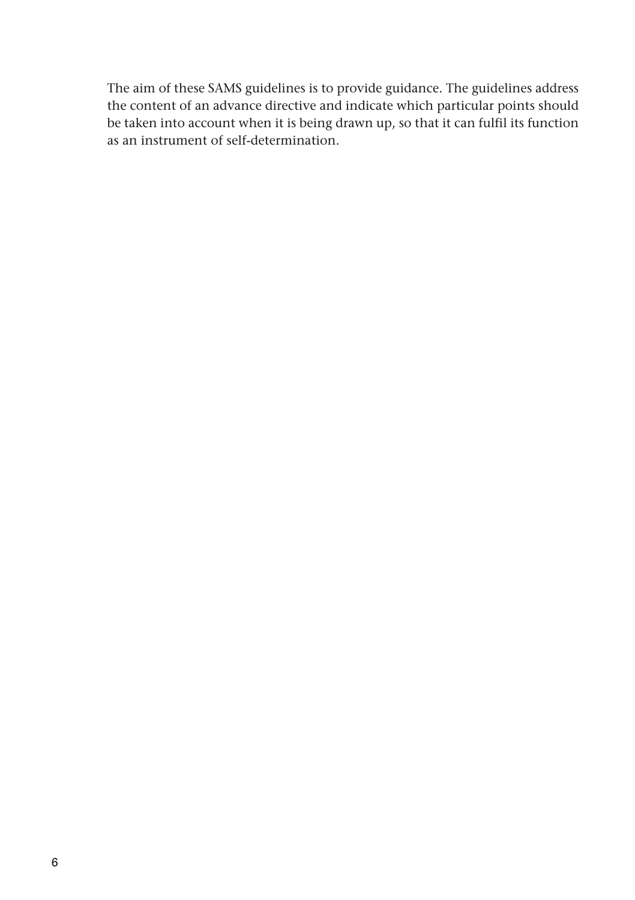The aim of these SAMS guidelines is to provide guidance. The guidelines address the content of an advance directive and indicate which particular points should be taken into account when it is being drawn up, so that it can fulfil its function as an instrument of self-determination.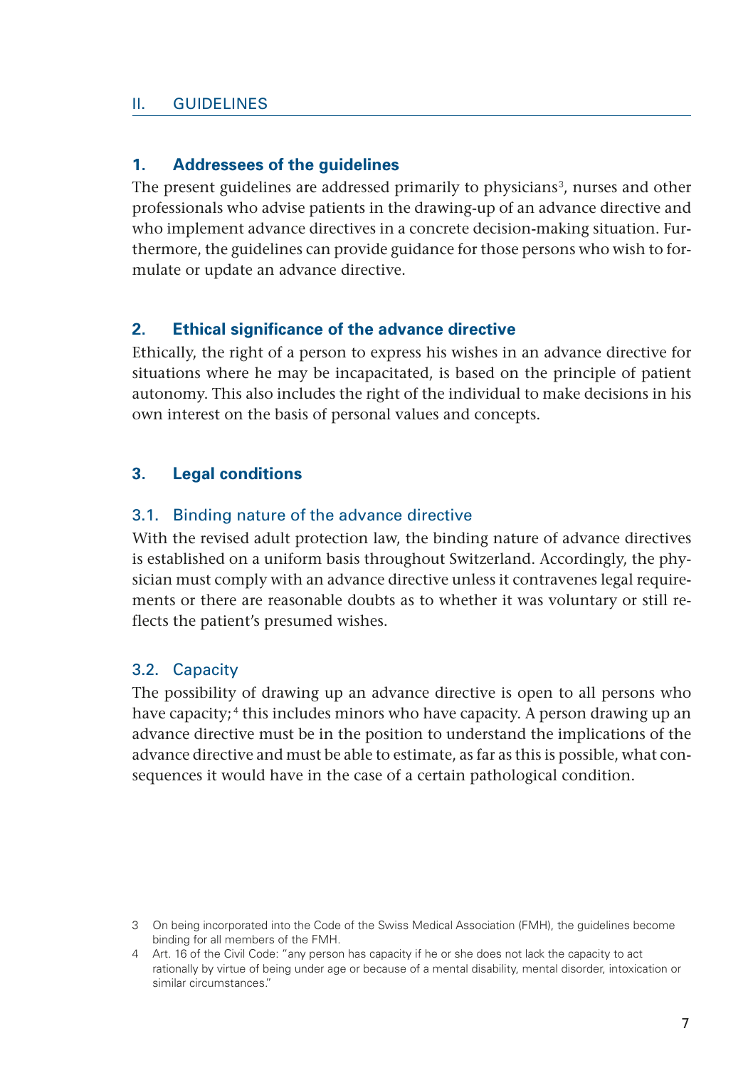## II. GUIDELINES

### 1. Addressees of the guidelines

The present guidelines are addressed primarily to physicians[3], nurses and other professionals who advise patients in the drawing-up of an advance directive and who implement advance directives in a concrete decision-making situation. Furthermore, the guidelines can provide guidance for those persons who wish to formulate or update an advance directive.

### 2. Ethical significance of the advance directive

Ethically, the right of a person to express his wishes in an advance directive for situations where he may be incapacitated, is based on the principle of patient autonomy. This also includes the right of the individual to make decisions in his own interest on the basis of personal values and concepts.

### 3. Legal conditions

#### 3.1. Binding nature of the advance directive

With the revised adult protection law, the binding nature of advance directives is established on a uniform basis throughout Switzerland. Accordingly, the physician must comply with an advance directive unless it contravenes legal requirements or there are reasonable doubts as to whether it was voluntary or still reflects the patient's presumed wishes.

#### 3.2. Capacity

The possibility of drawing up an advance directive is open to all persons who have capacity;[4] this includes minors who have capacity. A person drawing up an advance directive must be in the position to understand the implications of the advance directive and must be able to estimate, as far as this is possible, what consequences it would have in the case of a certain pathological condition.

---

3 On being incorporated into the Code of the Swiss Medical Association (FMH), the guidelines become binding for all members of the FMH.

4 Art. 16 of the Civil Code: "any person has capacity if he or she does not lack the capacity to act rationally by virtue of being under age or because of a mental disability, mental disorder, intoxication or similar circumstances."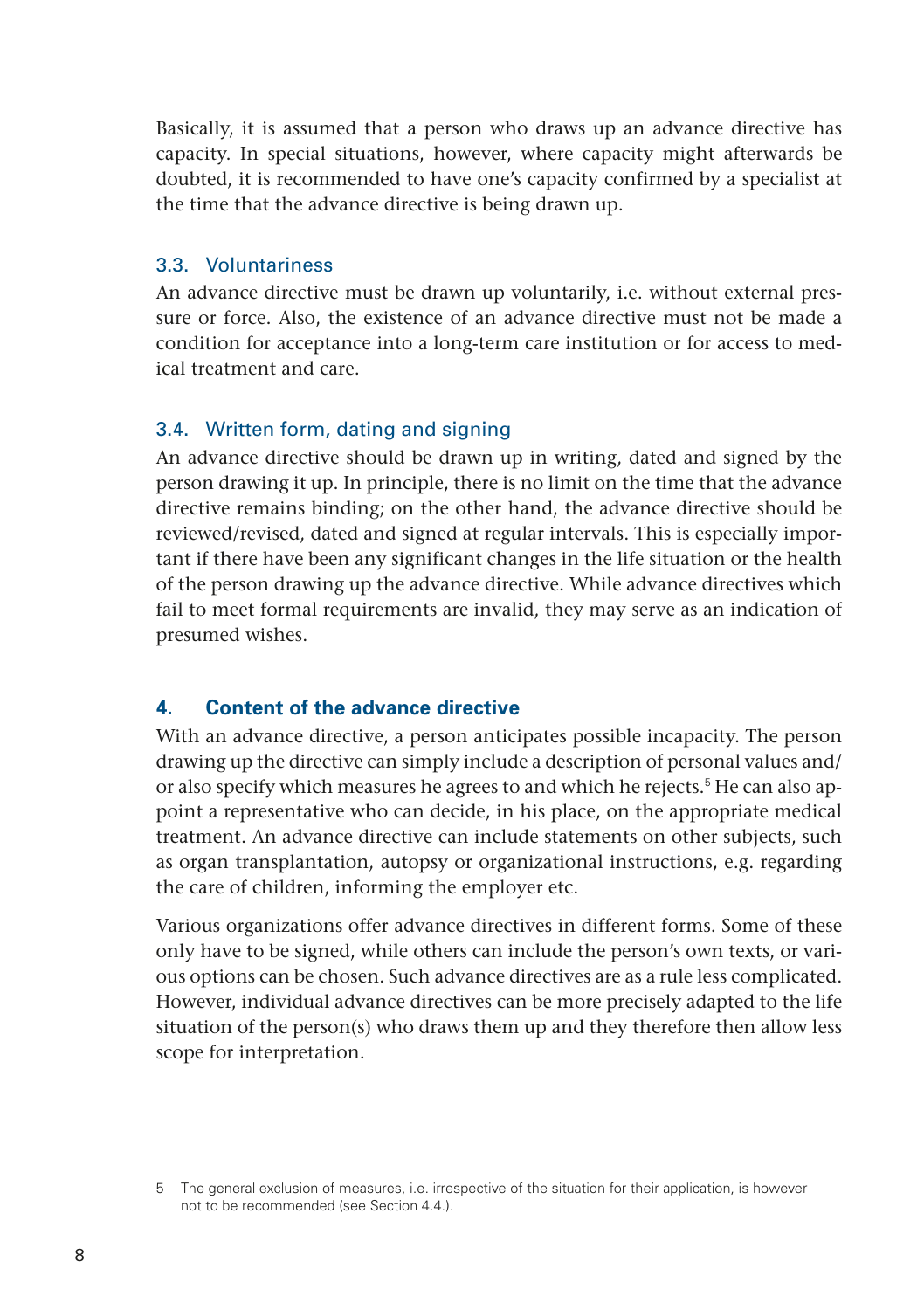Basically, it is assumed that a person who draws up an advance directive has capacity. In special situations, however, where capacity might afterwards be doubted, it is recommended to have one's capacity confirmed by a specialist at the time that the advance directive is being drawn up.

### 3.3. Voluntariness

An advance directive must be drawn up voluntarily, i.e. without external pressure or force. Also, the existence of an advance directive must not be made a condition for acceptance into a long-term care institution or for access to medical treatment and care.

### 3.4. Written form, dating and signing

An advance directive should be drawn up in writing, dated and signed by the person drawing it up. In principle, there is no limit on the time that the advance directive remains binding; on the other hand, the advance directive should be reviewed/revised, dated and signed at regular intervals. This is especially important if there have been any significant changes in the life situation or the health of the person drawing up the advance directive. While advance directives which fail to meet formal requirements are invalid, they may serve as an indication of presumed wishes.

## 4. Content of the advance directive

With an advance directive, a person anticipates possible incapacity. The person drawing up the directive can simply include a description of personal values and/or also specify which measures he agrees to and which he rejects.[5] He can also appoint a representative who can decide, in his place, on the appropriate medical treatment. An advance directive can include statements on other subjects, such as organ transplantation, autopsy or organizational instructions, e.g. regarding the care of children, informing the employer etc.

Various organizations offer advance directives in different forms. Some of these only have to be signed, while others can include the person's own texts, or various options can be chosen. Such advance directives are as a rule less complicated. However, individual advance directives can be more precisely adapted to the life situation of the person(s) who draws them up and they therefore then allow less scope for interpretation.

5 The general exclusion of measures, i.e. irrespective of the situation for their application, is however not to be recommended (see Section 4.4.).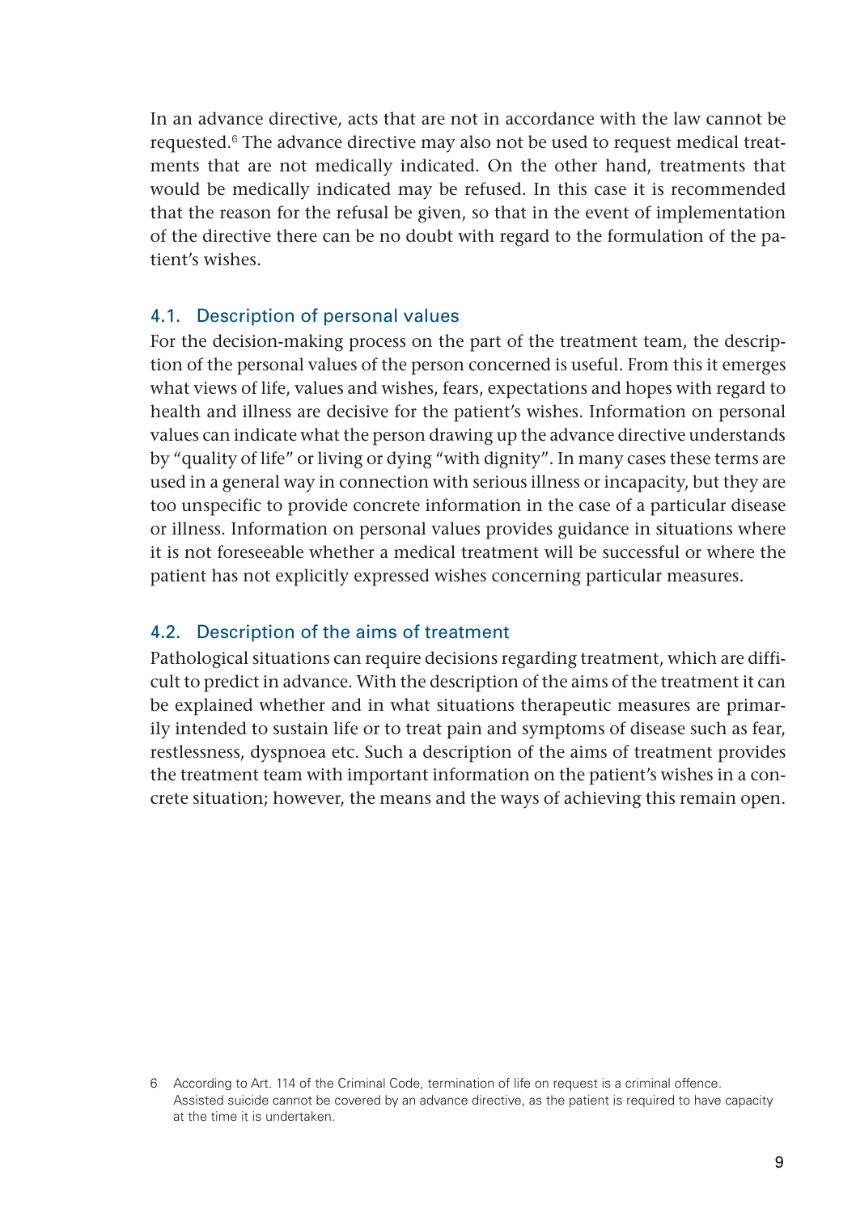In an advance directive, acts that are not in accordance with the law cannot be requested.[6] The advance directive may also not be used to request medical treatments that are not medically indicated. On the other hand, treatments that would be medically indicated may be refused. In this case it is recommended that the reason for the refusal be given, so that in the event of implementation of the directive there can be no doubt with regard to the formulation of the patient's wishes.

### 4.1. Description of personal values

For the decision-making process on the part of the treatment team, the description of the personal values of the person concerned is useful. From this it emerges what views of life, values and wishes, fears, expectations and hopes with regard to health and illness are decisive for the patient's wishes. Information on personal values can indicate what the person drawing up the advance directive understands by "quality of life" or living or dying "with dignity". In many cases these terms are used in a general way in connection with serious illness or incapacity, but they are too unspecific to provide concrete information in the case of a particular disease or illness. Information on personal values provides guidance in situations where it is not foreseeable whether a medical treatment will be successful or where the patient has not explicitly expressed wishes concerning particular measures.

### 4.2. Description of the aims of treatment

Pathological situations can require decisions regarding treatment, which are difficult to predict in advance. With the description of the aims of the treatment it can be explained whether and in what situations therapeutic measures are primarily intended to sustain life or to treat pain and symptoms of disease such as fear, restlessness, dyspnoea etc. Such a description of the aims of treatment provides the treatment team with important information on the patient's wishes in a concrete situation; however, the means and the ways of achieving this remain open.

6 According to Art. 114 of the Criminal Code, termination of life on request is a criminal offence. Assisted suicide cannot be covered by an advance directive, as the patient is required to have capacity at the time it is undertaken.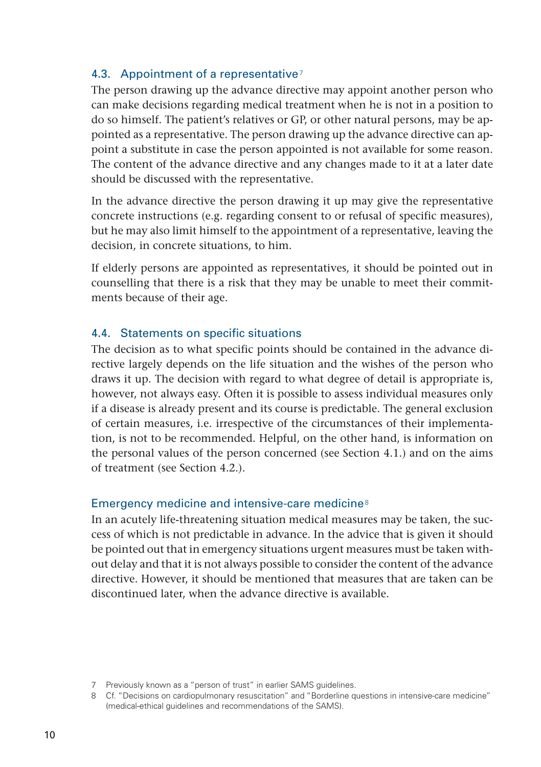### 4.3. Appointment of a representative[7]

The person drawing up the advance directive may appoint another person who can make decisions regarding medical treatment when he is not in a position to do so himself. The patient's relatives or GP, or other natural persons, may be appointed as a representative. The person drawing up the advance directive can appoint a substitute in case the person appointed is not available for some reason. The content of the advance directive and any changes made to it at a later date should be discussed with the representative.

In the advance directive the person drawing it up may give the representative concrete instructions (e.g. regarding consent to or refusal of specific measures), but he may also limit himself to the appointment of a representative, leaving the decision, in concrete situations, to him.

If elderly persons are appointed as representatives, it should be pointed out in counselling that there is a risk that they may be unable to meet their commitments because of their age.

### 4.4. Statements on specific situations

The decision as to what specific points should be contained in the advance directive largely depends on the life situation and the wishes of the person who draws it up. The decision with regard to what degree of detail is appropriate is, however, not always easy. Often it is possible to assess individual measures only if a disease is already present and its course is predictable. The general exclusion of certain measures, i.e. irrespective of the circumstances of their implementation, is not to be recommended. Helpful, on the other hand, is information on the personal values of the person concerned (see Section 4.1.) and on the aims of treatment (see Section 4.2.).

#### Emergency medicine and intensive-care medicine[8]

In an acutely life-threatening situation medical measures may be taken, the success of which is not predictable in advance. In the advice that is given it should be pointed out that in emergency situations urgent measures must be taken without delay and that it is not always possible to consider the content of the advance directive. However, it should be mentioned that measures that are taken can be discontinued later, when the advance directive is available.

---

7 Previously known as a "person of trust" in earlier SAMS guidelines.

8 Cf. "Decisions on cardiopulmonary resuscitation" and "Borderline questions in intensive-care medicine" (medical-ethical guidelines and recommendations of the SAMS).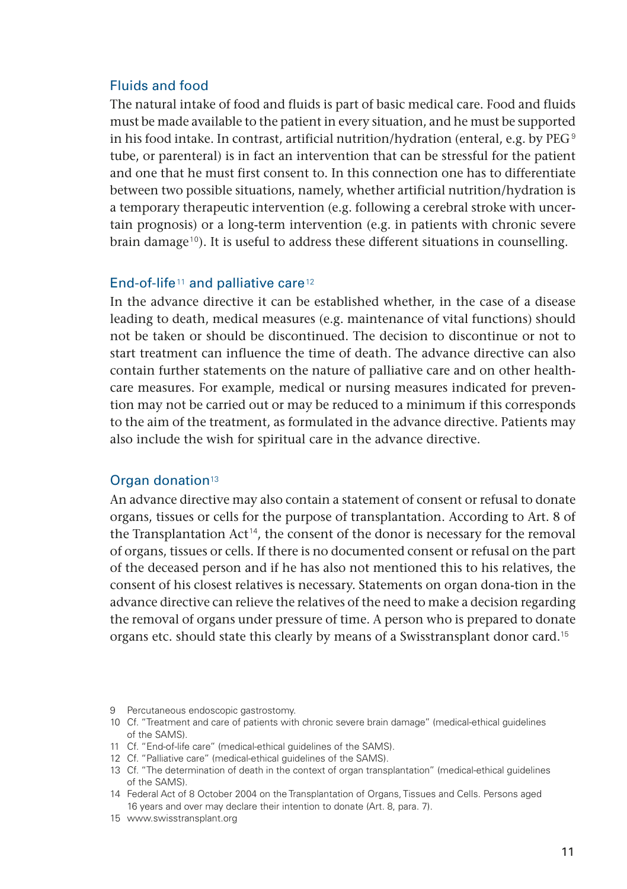## Fluids and food

The natural intake of food and fluids is part of basic medical care. Food and fluids must be made available to the patient in every situation, and he must be supported in his food intake. In contrast, artificial nutrition/hydration (enteral, e.g. by PEG[9] tube, or parenteral) is in fact an intervention that can be stressful for the patient and one that he must first consent to. In this connection one has to differentiate between two possible situations, namely, whether artificial nutrition/hydration is a temporary therapeutic intervention (e.g. following a cerebral stroke with uncertain prognosis) or a long-term intervention (e.g. in patients with chronic severe brain damage[10]). It is useful to address these different situations in counselling.

## End-of-life[11] and palliative care[12]

In the advance directive it can be established whether, in the case of a disease leading to death, medical measures (e.g. maintenance of vital functions) should not be taken or should be discontinued. The decision to discontinue or not to start treatment can influence the time of death. The advance directive can also contain further statements on the nature of palliative care and on other health-care measures. For example, medical or nursing measures indicated for prevention may not be carried out or may be reduced to a minimum if this corresponds to the aim of the treatment, as formulated in the advance directive. Patients may also include the wish for spiritual care in the advance directive.

## Organ donation[13]

An advance directive may also contain a statement of consent or refusal to donate organs, tissues or cells for the purpose of transplantation. According to Art. 8 of the Transplantation Act[14], the consent of the donor is necessary for the removal of organs, tissues or cells. If there is no documented consent or refusal on the part of the deceased person and if he has also not mentioned this to his relatives, the consent of his closest relatives is necessary. Statements on organ dona-tion in the advance directive can relieve the relatives of the need to make a decision regarding the removal of organs under pressure of time. A person who is prepared to donate organs etc. should state this clearly by means of a Swisstransplant donor card.[15]

9 Percutaneous endoscopic gastrostomy.
10 Cf. "Treatment and care of patients with chronic severe brain damage" (medical-ethical guidelines of the SAMS).
11 Cf. "End-of-life care" (medical-ethical guidelines of the SAMS).
12 Cf. "Palliative care" (medical-ethical guidelines of the SAMS).
13 Cf. "The determination of death in the context of organ transplantation" (medical-ethical guidelines of the SAMS).
14 Federal Act of 8 October 2004 on the Transplantation of Organs, Tissues and Cells. Persons aged 16 years and over may declare their intention to donate (Art. 8, para. 7).
15 www.swisstransplant.org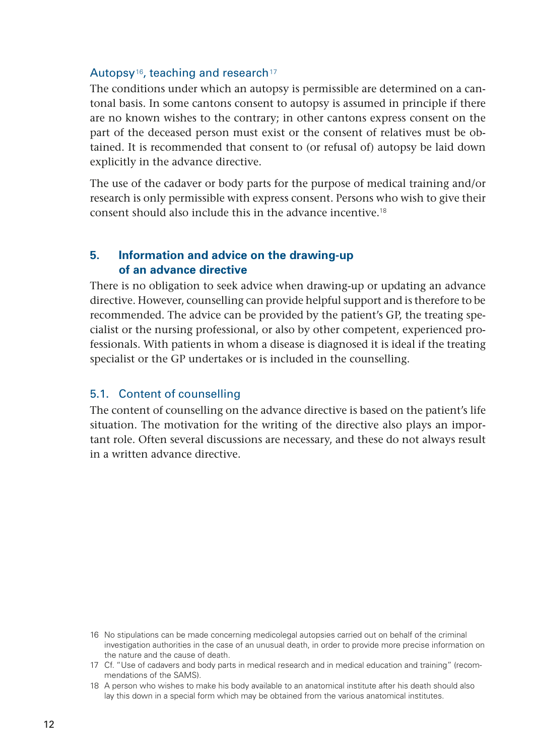### Autopsy[16], teaching and research[17]

The conditions under which an autopsy is permissible are determined on a cantonal basis. In some cantons consent to autopsy is assumed in principle if there are no known wishes to the contrary; in other cantons express consent on the part of the deceased person must exist or the consent of relatives must be obtained. It is recommended that consent to (or refusal of) autopsy be laid down explicitly in the advance directive.

The use of the cadaver or body parts for the purpose of medical training and/or research is only permissible with express consent. Persons who wish to give their consent should also include this in the advance incentive.[18]

## 5. Information and advice on the drawing-up of an advance directive

There is no obligation to seek advice when drawing-up or updating an advance directive. However, counselling can provide helpful support and is therefore to be recommended. The advice can be provided by the patient's GP, the treating specialist or the nursing professional, or also by other competent, experienced professionals. With patients in whom a disease is diagnosed it is ideal if the treating specialist or the GP undertakes or is included in the counselling.

### 5.1. Content of counselling

The content of counselling on the advance directive is based on the patient's life situation. The motivation for the writing of the directive also plays an important role. Often several discussions are necessary, and these do not always result in a written advance directive.

---

16 No stipulations can be made concerning medicolegal autopsies carried out on behalf of the criminal investigation authorities in the case of an unusual death, in order to provide more precise information on the nature and the cause of death.

17 Cf. "Use of cadavers and body parts in medical research and in medical education and training" (recommendations of the SAMS).

18 A person who wishes to make his body available to an anatomical institute after his death should also lay this down in a special form which may be obtained from the various anatomical institutes.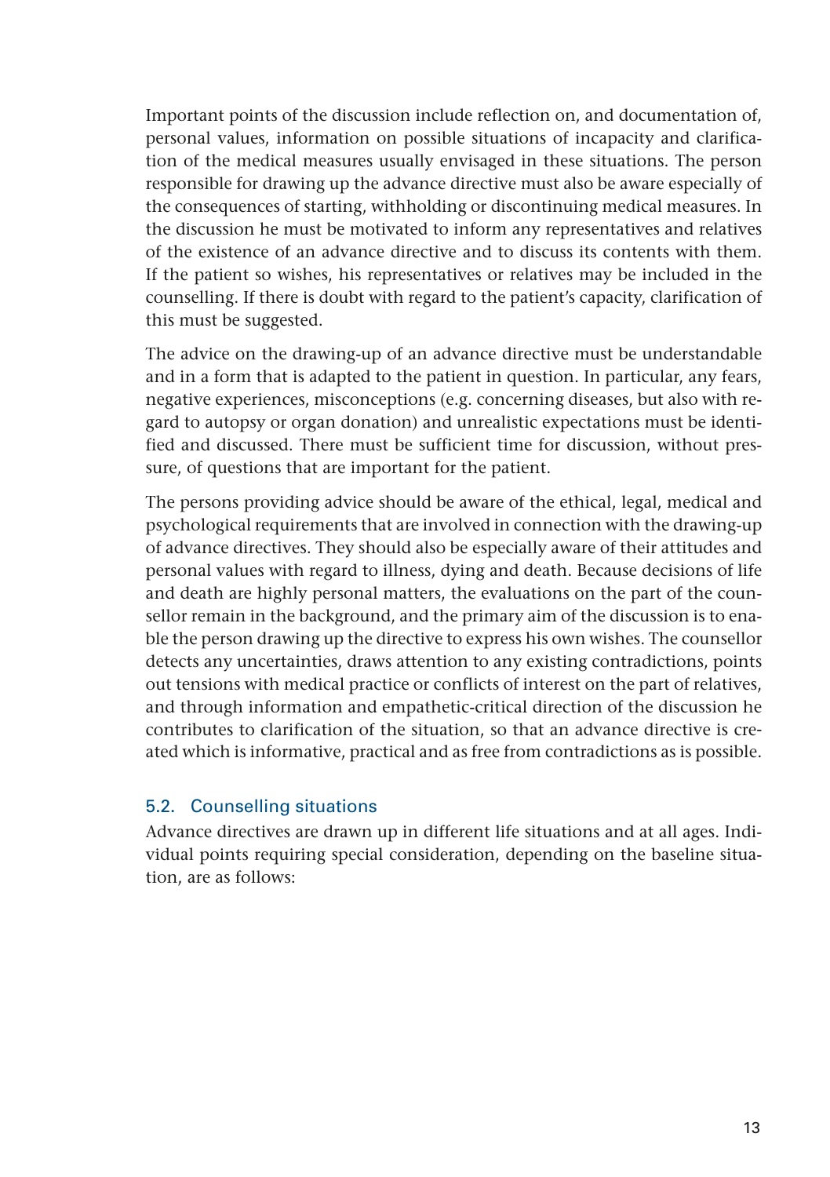Important points of the discussion include reflection on, and documentation of, personal values, information on possible situations of incapacity and clarification of the medical measures usually envisaged in these situations. The person responsible for drawing up the advance directive must also be aware especially of the consequences of starting, withholding or discontinuing medical measures. In the discussion he must be motivated to inform any representatives and relatives of the existence of an advance directive and to discuss its contents with them. If the patient so wishes, his representatives or relatives may be included in the counselling. If there is doubt with regard to the patient's capacity, clarification of this must be suggested.

The advice on the drawing-up of an advance directive must be understandable and in a form that is adapted to the patient in question. In particular, any fears, negative experiences, misconceptions (e.g. concerning diseases, but also with regard to autopsy or organ donation) and unrealistic expectations must be identified and discussed. There must be sufficient time for discussion, without pressure, of questions that are important for the patient.

The persons providing advice should be aware of the ethical, legal, medical and psychological requirements that are involved in connection with the drawing-up of advance directives. They should also be especially aware of their attitudes and personal values with regard to illness, dying and death. Because decisions of life and death are highly personal matters, the evaluations on the part of the counsellor remain in the background, and the primary aim of the discussion is to enable the person drawing up the directive to express his own wishes. The counsellor detects any uncertainties, draws attention to any existing contradictions, points out tensions with medical practice or conflicts of interest on the part of relatives, and through information and empathetic-critical direction of the discussion he contributes to clarification of the situation, so that an advance directive is created which is informative, practical and as free from contradictions as is possible.

## 5.2. Counselling situations

Advance directives are drawn up in different life situations and at all ages. Individual points requiring special consideration, depending on the baseline situation, are as follows: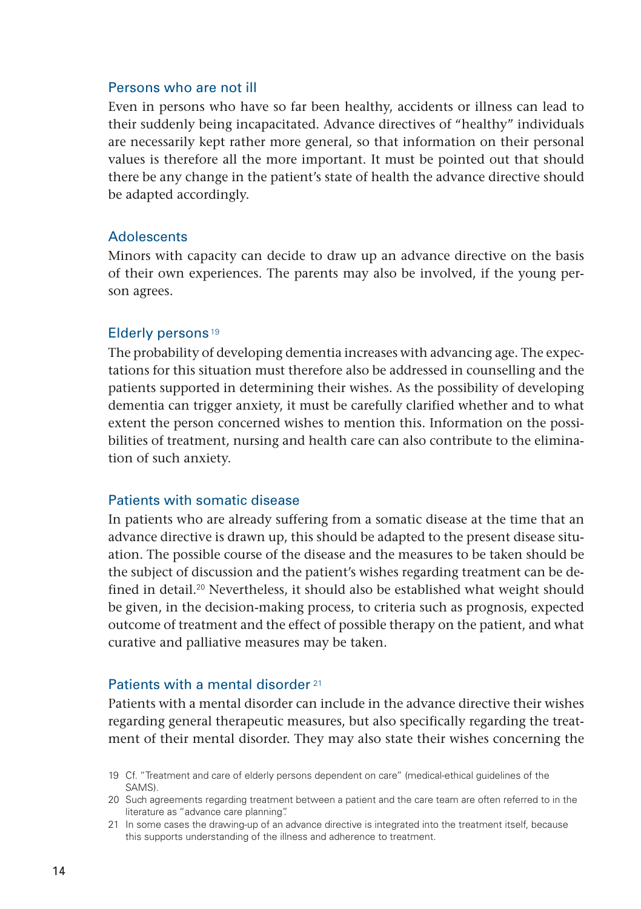### Persons who are not ill

Even in persons who have so far been healthy, accidents or illness can lead to their suddenly being incapacitated. Advance directives of "healthy" individuals are necessarily kept rather more general, so that information on their personal values is therefore all the more important. It must be pointed out that should there be any change in the patient's state of health the advance directive should be adapted accordingly.

### Adolescents

Minors with capacity can decide to draw up an advance directive on the basis of their own experiences. The parents may also be involved, if the young person agrees.

### Elderly persons[19]

The probability of developing dementia increases with advancing age. The expectations for this situation must therefore also be addressed in counselling and the patients supported in determining their wishes. As the possibility of developing dementia can trigger anxiety, it must be carefully clarified whether and to what extent the person concerned wishes to mention this. Information on the possibilities of treatment, nursing and health care can also contribute to the elimination of such anxiety.

### Patients with somatic disease

In patients who are already suffering from a somatic disease at the time that an advance directive is drawn up, this should be adapted to the present disease situation. The possible course of the disease and the measures to be taken should be the subject of discussion and the patient's wishes regarding treatment can be defined in detail.[20] Nevertheless, it should also be established what weight should be given, in the decision-making process, to criteria such as prognosis, expected outcome of treatment and the effect of possible therapy on the patient, and what curative and palliative measures may be taken.

### Patients with a mental disorder[21]

Patients with a mental disorder can include in the advance directive their wishes regarding general therapeutic measures, but also specifically regarding the treatment of their mental disorder. They may also state their wishes concerning the

---

19 Cf. "Treatment and care of elderly persons dependent on care" (medical-ethical guidelines of the SAMS).

20 Such agreements regarding treatment between a patient and the care team are often referred to in the literature as "advance care planning".

21 In some cases the drawing-up of an advance directive is integrated into the treatment itself, because this supports understanding of the illness and adherence to treatment.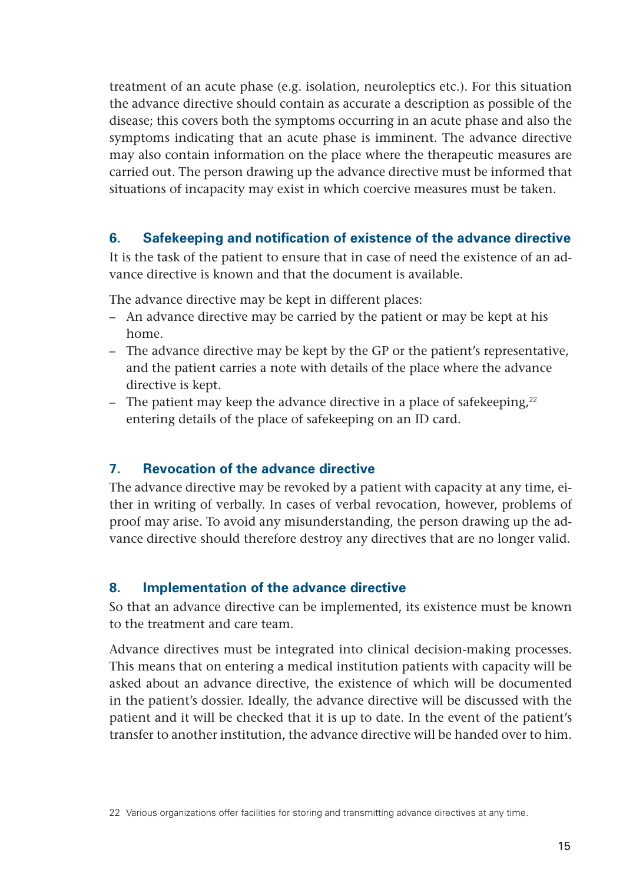treatment of an acute phase (e.g. isolation, neuroleptics etc.). For this situation the advance directive should contain as accurate a description as possible of the disease; this covers both the symptoms occurring in an acute phase and also the symptoms indicating that an acute phase is imminent. The advance directive may also contain information on the place where the therapeutic measures are carried out. The person drawing up the advance directive must be informed that situations of incapacity may exist in which coercive measures must be taken.

## 6. Safekeeping and notification of existence of the advance directive

It is the task of the patient to ensure that in case of need the existence of an advance directive is known and that the document is available.

The advance directive may be kept in different places:

- An advance directive may be carried by the patient or may be kept at his home.
- The advance directive may be kept by the GP or the patient's representative, and the patient carries a note with details of the place where the advance directive is kept.
- The patient may keep the advance directive in a place of safekeeping,[22] entering details of the place of safekeeping on an ID card.

## 7. Revocation of the advance directive

The advance directive may be revoked by a patient with capacity at any time, either in writing of verbally. In cases of verbal revocation, however, problems of proof may arise. To avoid any misunderstanding, the person drawing up the advance directive should therefore destroy any directives that are no longer valid.

## 8. Implementation of the advance directive

So that an advance directive can be implemented, its existence must be known to the treatment and care team.

Advance directives must be integrated into clinical decision-making processes. This means that on entering a medical institution patients with capacity will be asked about an advance directive, the existence of which will be documented in the patient's dossier. Ideally, the advance directive will be discussed with the patient and it will be checked that it is up to date. In the event of the patient's transfer to another institution, the advance directive will be handed over to him.

22 Various organizations offer facilities for storing and transmitting advance directives at any time.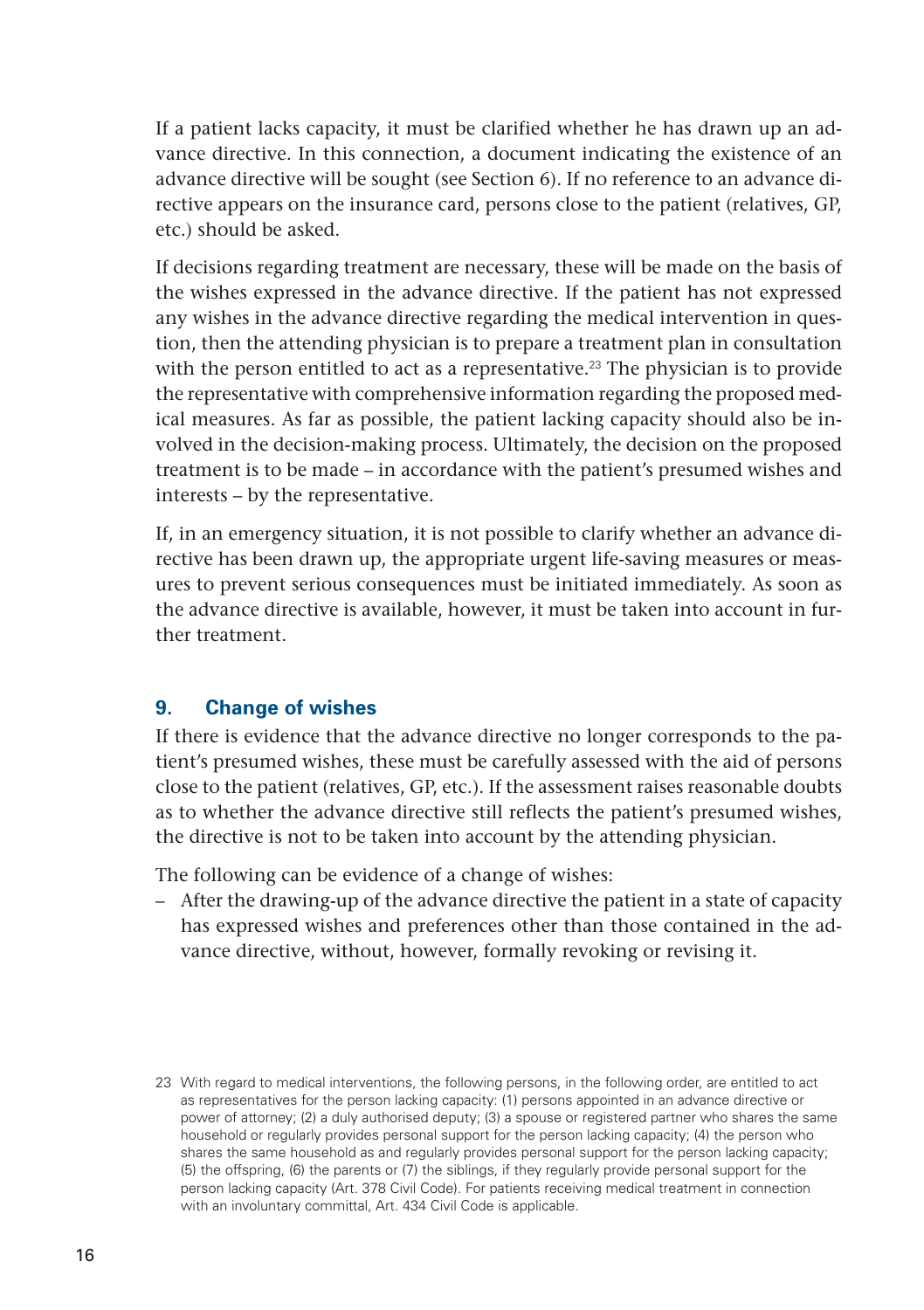If a patient lacks capacity, it must be clarified whether he has drawn up an advance directive. In this connection, a document indicating the existence of an advance directive will be sought (see Section 6). If no reference to an advance directive appears on the insurance card, persons close to the patient (relatives, GP, etc.) should be asked.

If decisions regarding treatment are necessary, these will be made on the basis of the wishes expressed in the advance directive. If the patient has not expressed any wishes in the advance directive regarding the medical intervention in question, then the attending physician is to prepare a treatment plan in consultation with the person entitled to act as a representative.[23] The physician is to provide the representative with comprehensive information regarding the proposed medical measures. As far as possible, the patient lacking capacity should also be involved in the decision-making process. Ultimately, the decision on the proposed treatment is to be made – in accordance with the patient's presumed wishes and interests – by the representative.

If, in an emergency situation, it is not possible to clarify whether an advance directive has been drawn up, the appropriate urgent life-saving measures or measures to prevent serious consequences must be initiated immediately. As soon as the advance directive is available, however, it must be taken into account in further treatment.

## 9. Change of wishes

If there is evidence that the advance directive no longer corresponds to the patient's presumed wishes, these must be carefully assessed with the aid of persons close to the patient (relatives, GP, etc.). If the assessment raises reasonable doubts as to whether the advance directive still reflects the patient's presumed wishes, the directive is not to be taken into account by the attending physician.

The following can be evidence of a change of wishes:

– After the drawing-up of the advance directive the patient in a state of capacity has expressed wishes and preferences other than those contained in the advance directive, without, however, formally revoking or revising it.

23 With regard to medical interventions, the following persons, in the following order, are entitled to act as representatives for the person lacking capacity: (1) persons appointed in an advance directive or power of attorney; (2) a duly authorised deputy; (3) a spouse or registered partner who shares the same household or regularly provides personal support for the person lacking capacity; (4) the person who shares the same household as and regularly provides personal support for the person lacking capacity; (5) the offspring, (6) the parents or (7) the siblings, if they regularly provide personal support for the person lacking capacity (Art. 378 Civil Code). For patients receiving medical treatment in connection with an involuntary committal, Art. 434 Civil Code is applicable.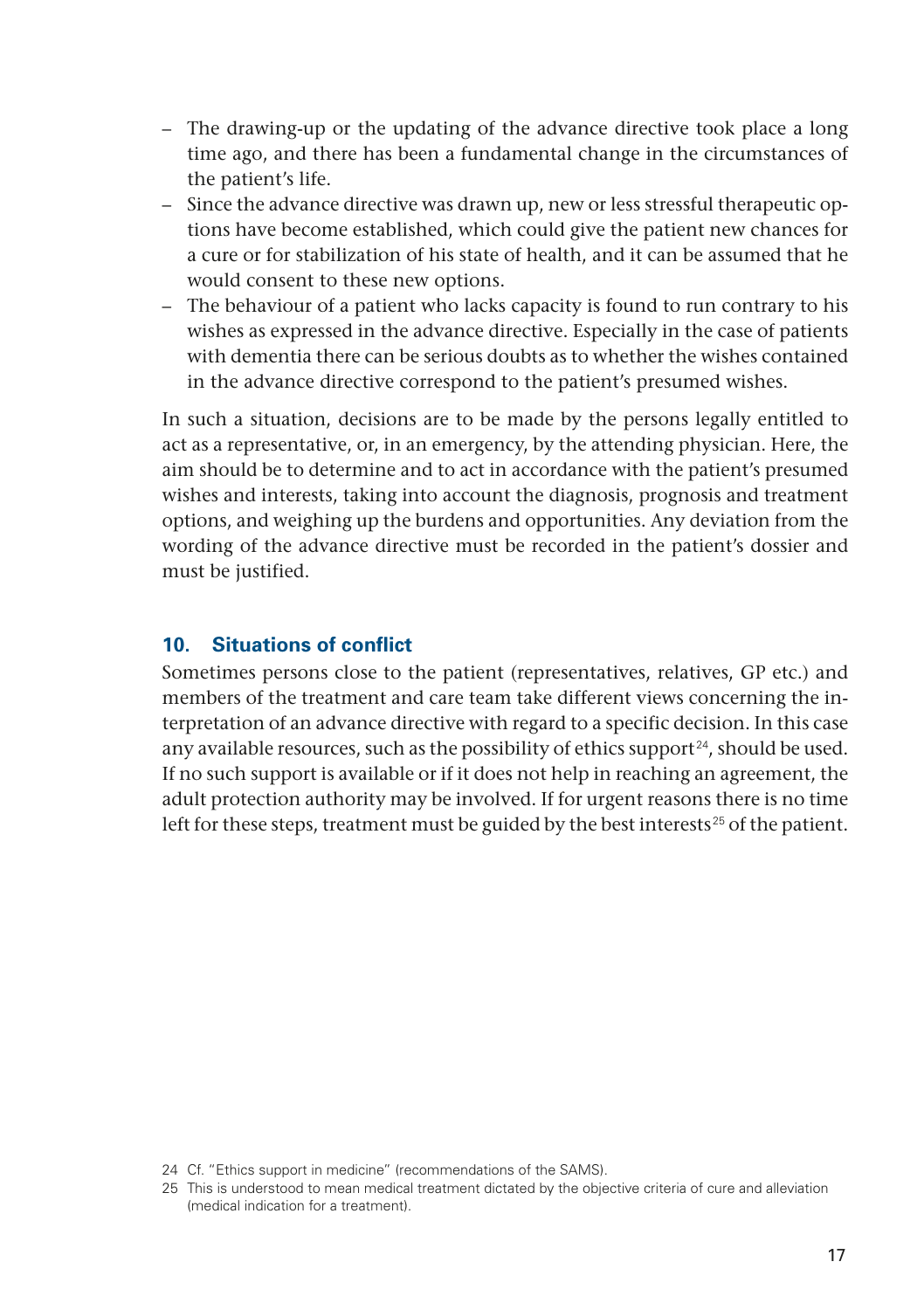- The drawing-up or the updating of the advance directive took place a long time ago, and there has been a fundamental change in the circumstances of the patient's life.
- Since the advance directive was drawn up, new or less stressful therapeutic options have become established, which could give the patient new chances for a cure or for stabilization of his state of health, and it can be assumed that he would consent to these new options.
- The behaviour of a patient who lacks capacity is found to run contrary to his wishes as expressed in the advance directive. Especially in the case of patients with dementia there can be serious doubts as to whether the wishes contained in the advance directive correspond to the patient's presumed wishes.

In such a situation, decisions are to be made by the persons legally entitled to act as a representative, or, in an emergency, by the attending physician. Here, the aim should be to determine and to act in accordance with the patient's presumed wishes and interests, taking into account the diagnosis, prognosis and treatment options, and weighing up the burdens and opportunities. Any deviation from the wording of the advance directive must be recorded in the patient's dossier and must be justified.

## 10. Situations of conflict

Sometimes persons close to the patient (representatives, relatives, GP etc.) and members of the treatment and care team take different views concerning the interpretation of an advance directive with regard to a specific decision. In this case any available resources, such as the possibility of ethics support[24], should be used. If no such support is available or if it does not help in reaching an agreement, the adult protection authority may be involved. If for urgent reasons there is no time left for these steps, treatment must be guided by the best interests[25] of the patient.

24 Cf. "Ethics support in medicine" (recommendations of the SAMS).

25 This is understood to mean medical treatment dictated by the objective criteria of cure and alleviation (medical indication for a treatment).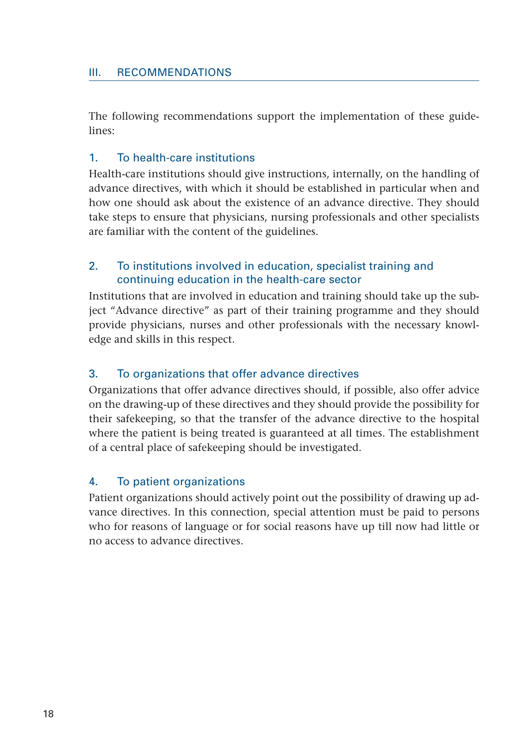## III. RECOMMENDATIONS

The following recommendations support the implementation of these guidelines:

### 1. To health-care institutions

Health-care institutions should give instructions, internally, on the handling of advance directives, with which it should be established in particular when and how one should ask about the existence of an advance directive. They should take steps to ensure that physicians, nursing professionals and other specialists are familiar with the content of the guidelines.

### 2. To institutions involved in education, specialist training and continuing education in the health-care sector

Institutions that are involved in education and training should take up the subject "Advance directive" as part of their training programme and they should provide physicians, nurses and other professionals with the necessary knowledge and skills in this respect.

### 3. To organizations that offer advance directives

Organizations that offer advance directives should, if possible, also offer advice on the drawing-up of these directives and they should provide the possibility for their safekeeping, so that the transfer of the advance directive to the hospital where the patient is being treated is guaranteed at all times. The establishment of a central place of safekeeping should be investigated.

### 4. To patient organizations

Patient organizations should actively point out the possibility of drawing up advance directives. In this connection, special attention must be paid to persons who for reasons of language or for social reasons have up till now had little or no access to advance directives.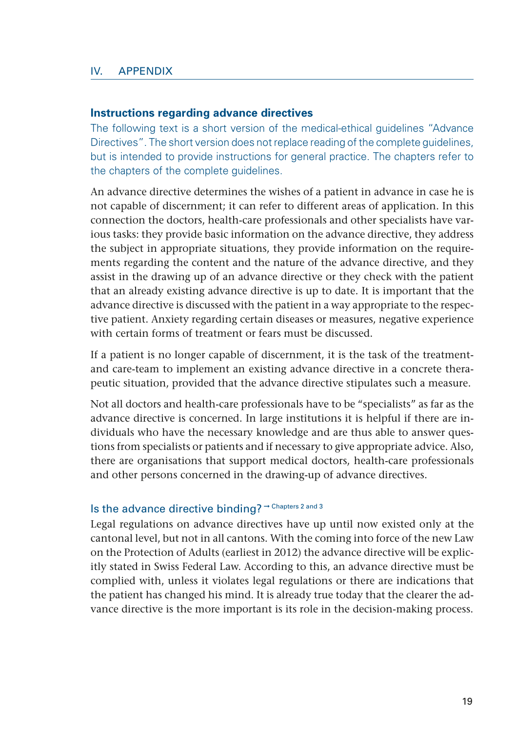## IV. APPENDIX

### Instructions regarding advance directives

The following text is a short version of the medical-ethical guidelines "Advance Directives". The short version does not replace reading of the complete guidelines, but is intended to provide instructions for general practice. The chapters refer to the chapters of the complete guidelines.

An advance directive determines the wishes of a patient in advance in case he is not capable of discernment; it can refer to different areas of application. In this connection the doctors, health-care professionals and other specialists have various tasks: they provide basic information on the advance directive, they address the subject in appropriate situations, they provide information on the requirements regarding the content and the nature of the advance directive, and they assist in the drawing up of an advance directive or they check with the patient that an already existing advance directive is up to date. It is important that the advance directive is discussed with the patient in a way appropriate to the respective patient. Anxiety regarding certain diseases or measures, negative experience with certain forms of treatment or fears must be discussed.

If a patient is no longer capable of discernment, it is the task of the treatment- and care-team to implement an existing advance directive in a concrete therapeutic situation, provided that the advance directive stipulates such a measure.

Not all doctors and health-care professionals have to be "specialists" as far as the advance directive is concerned. In large institutions it is helpful if there are individuals who have the necessary knowledge and are thus able to answer questions from specialists or patients and if necessary to give appropriate advice. Also, there are organisations that support medical doctors, health-care professionals and other persons concerned in the drawing-up of advance directives.

#### Is the advance directive binding? → Chapters 2 and 3

Legal regulations on advance directives have up until now existed only at the cantonal level, but not in all cantons. With the coming into force of the new Law on the Protection of Adults (earliest in 2012) the advance directive will be explicitly stated in Swiss Federal Law. According to this, an advance directive must be complied with, unless it violates legal regulations or there are indications that the patient has changed his mind. It is already true today that the clearer the advance directive is the more important is its role in the decision-making process.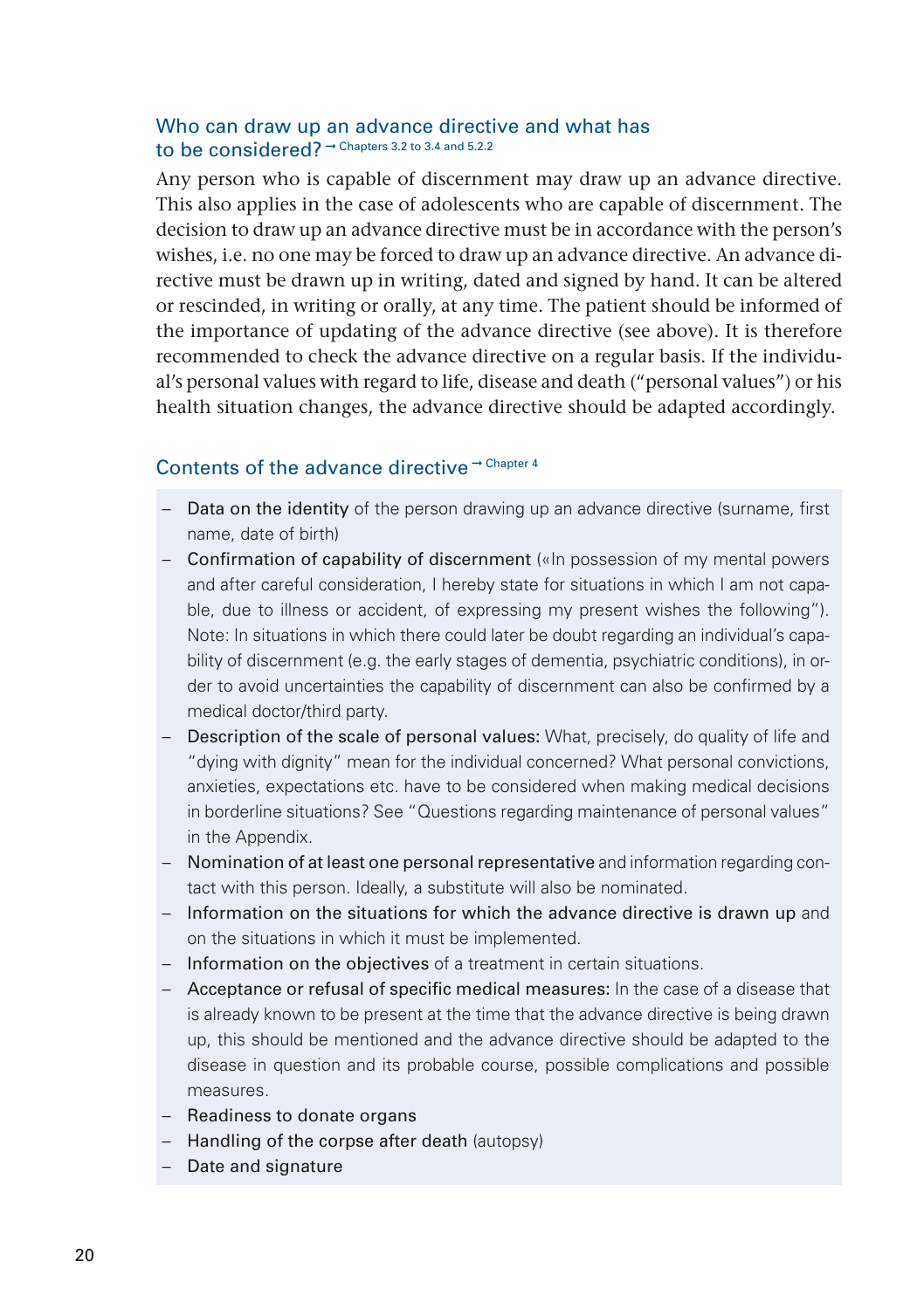## Who can draw up an advance directive and what has to be considered? → Chapters 3.2 to 3.4 and 5.2.2

Any person who is capable of discernment may draw up an advance directive. This also applies in the case of adolescents who are capable of discernment. The decision to draw up an advance directive must be in accordance with the person's wishes, i.e. no one may be forced to draw up an advance directive. An advance directive must be drawn up in writing, dated and signed by hand. It can be altered or rescinded, in writing or orally, at any time. The patient should be informed of the importance of updating of the advance directive (see above). It is therefore recommended to check the advance directive on a regular basis. If the individual's personal values with regard to life, disease and death ("personal values") or his health situation changes, the advance directive should be adapted accordingly.

## Contents of the advance directive → Chapter 4

- Data on the identity of the person drawing up an advance directive (surname, first name, date of birth)
- Confirmation of capability of discernment («In possession of my mental powers and after careful consideration, I hereby state for situations in which I am not capable, due to illness or accident, of expressing my present wishes the following"). Note: In situations in which there could later be doubt regarding an individual's capability of discernment (e.g. the early stages of dementia, psychiatric conditions), in order to avoid uncertainties the capability of discernment can also be confirmed by a medical doctor/third party.
- Description of the scale of personal values: What, precisely, do quality of life and "dying with dignity" mean for the individual concerned? What personal convictions, anxieties, expectations etc. have to be considered when making medical decisions in borderline situations? See "Questions regarding maintenance of personal values" in the Appendix.
- Nomination of at least one personal representative and information regarding contact with this person. Ideally, a substitute will also be nominated.
- Information on the situations for which the advance directive is drawn up and on the situations in which it must be implemented.
- Information on the objectives of a treatment in certain situations.
- Acceptance or refusal of specific medical measures: In the case of a disease that is already known to be present at the time that the advance directive is being drawn up, this should be mentioned and the advance directive should be adapted to the disease in question and its probable course, possible complications and possible measures.
- Readiness to donate organs
- Handling of the corpse after death (autopsy)
- Date and signature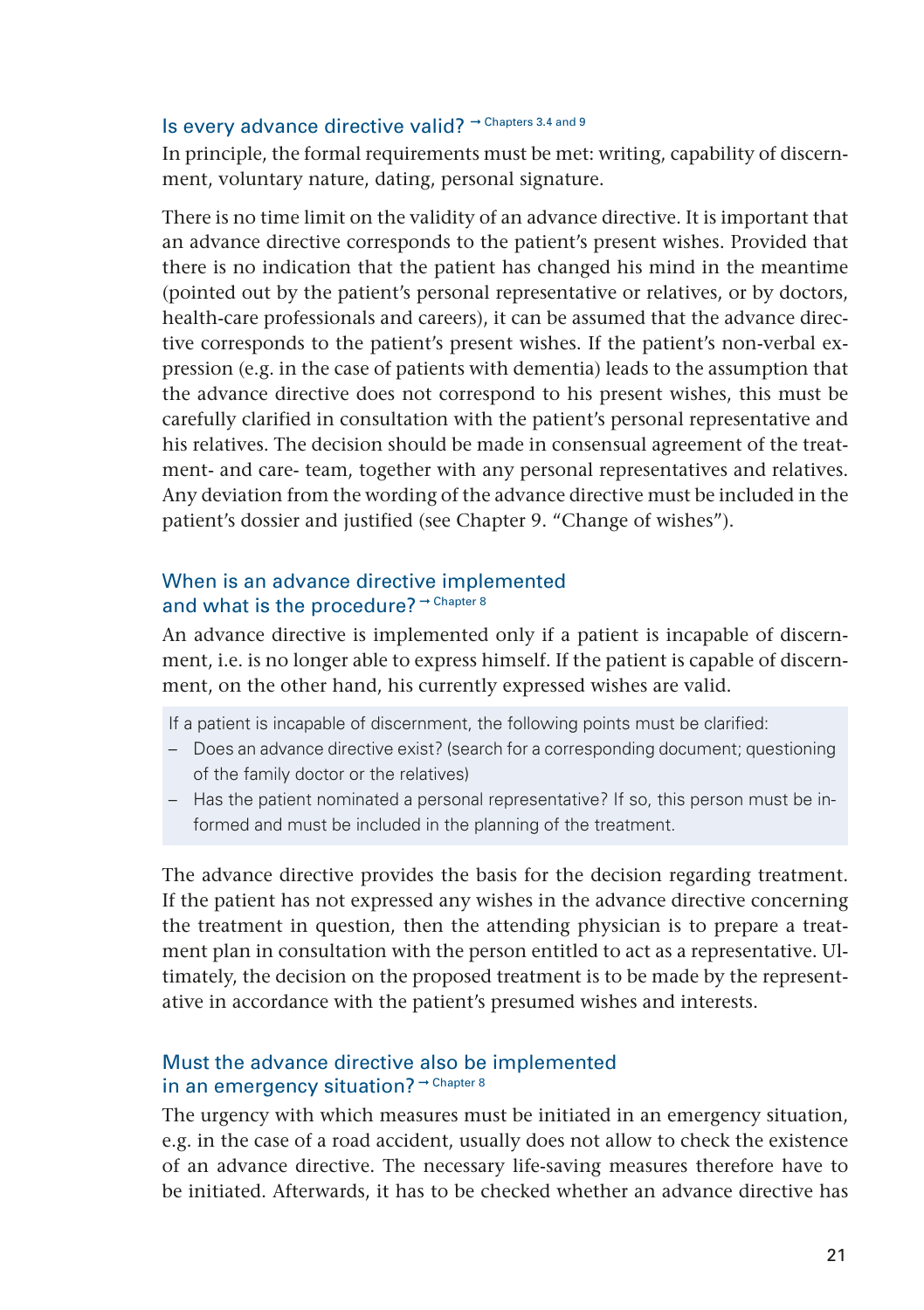### Is every advance directive valid? → Chapters 3.4 and 9

In principle, the formal requirements must be met: writing, capability of discernment, voluntary nature, dating, personal signature.

There is no time limit on the validity of an advance directive. It is important that an advance directive corresponds to the patient's present wishes. Provided that there is no indication that the patient has changed his mind in the meantime (pointed out by the patient's personal representative or relatives, or by doctors, health-care professionals and careers), it can be assumed that the advance directive corresponds to the patient's present wishes. If the patient's non-verbal expression (e.g. in the case of patients with dementia) leads to the assumption that the advance directive does not correspond to his present wishes, this must be carefully clarified in consultation with the patient's personal representative and his relatives. The decision should be made in consensual agreement of the treatment- and care- team, together with any personal representatives and relatives. Any deviation from the wording of the advance directive must be included in the patient's dossier and justified (see Chapter 9. "Change of wishes").

### When is an advance directive implemented and what is the procedure? → Chapter 8

An advance directive is implemented only if a patient is incapable of discernment, i.e. is no longer able to express himself. If the patient is capable of discernment, on the other hand, his currently expressed wishes are valid.

If a patient is incapable of discernment, the following points must be clarified:

- Does an advance directive exist? (search for a corresponding document; questioning of the family doctor or the relatives)
- Has the patient nominated a personal representative? If so, this person must be informed and must be included in the planning of the treatment.

The advance directive provides the basis for the decision regarding treatment. If the patient has not expressed any wishes in the advance directive concerning the treatment in question, then the attending physician is to prepare a treatment plan in consultation with the person entitled to act as a representative. Ultimately, the decision on the proposed treatment is to be made by the representative in accordance with the patient's presumed wishes and interests.

### Must the advance directive also be implemented in an emergency situation? → Chapter 8

The urgency with which measures must be initiated in an emergency situation, e.g. in the case of a road accident, usually does not allow to check the existence of an advance directive. The necessary life-saving measures therefore have to be initiated. Afterwards, it has to be checked whether an advance directive has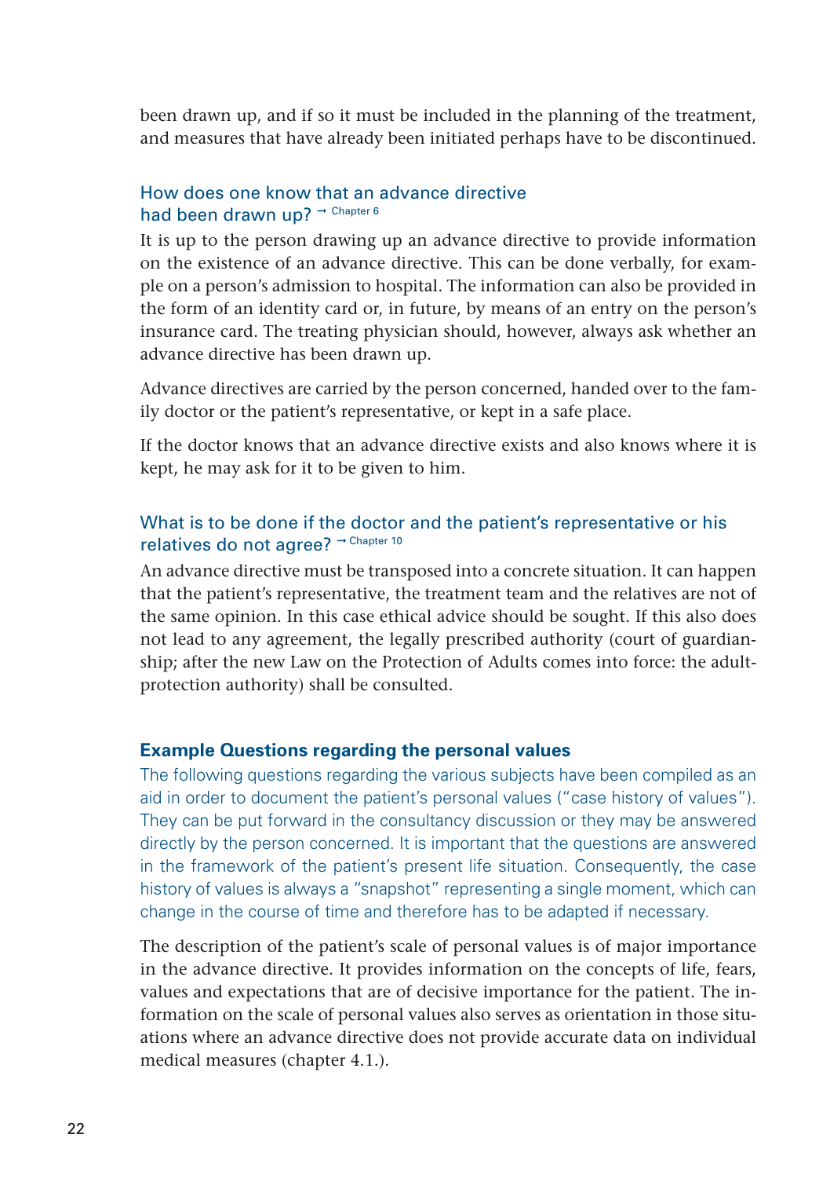been drawn up, and if so it must be included in the planning of the treatment, and measures that have already been initiated perhaps have to be discontinued.

### How does one know that an advance directive had been drawn up? → Chapter 6

It is up to the person drawing up an advance directive to provide information on the existence of an advance directive. This can be done verbally, for example on a person's admission to hospital. The information can also be provided in the form of an identity card or, in future, by means of an entry on the person's insurance card. The treating physician should, however, always ask whether an advance directive has been drawn up.

Advance directives are carried by the person concerned, handed over to the family doctor or the patient's representative, or kept in a safe place.

If the doctor knows that an advance directive exists and also knows where it is kept, he may ask for it to be given to him.

### What is to be done if the doctor and the patient's representative or his relatives do not agree? → Chapter 10

An advance directive must be transposed into a concrete situation. It can happen that the patient's representative, the treatment team and the relatives are not of the same opinion. In this case ethical advice should be sought. If this also does not lead to any agreement, the legally prescribed authority (court of guardianship; after the new Law on the Protection of Adults comes into force: the adult-protection authority) shall be consulted.

## Example Questions regarding the personal values

The following questions regarding the various subjects have been compiled as an aid in order to document the patient's personal values ("case history of values"). They can be put forward in the consultancy discussion or they may be answered directly by the person concerned. It is important that the questions are answered in the framework of the patient's present life situation. Consequently, the case history of values is always a "snapshot" representing a single moment, which can change in the course of time and therefore has to be adapted if necessary.

The description of the patient's scale of personal values is of major importance in the advance directive. It provides information on the concepts of life, fears, values and expectations that are of decisive importance for the patient. The information on the scale of personal values also serves as orientation in those situations where an advance directive does not provide accurate data on individual medical measures (chapter 4.1.).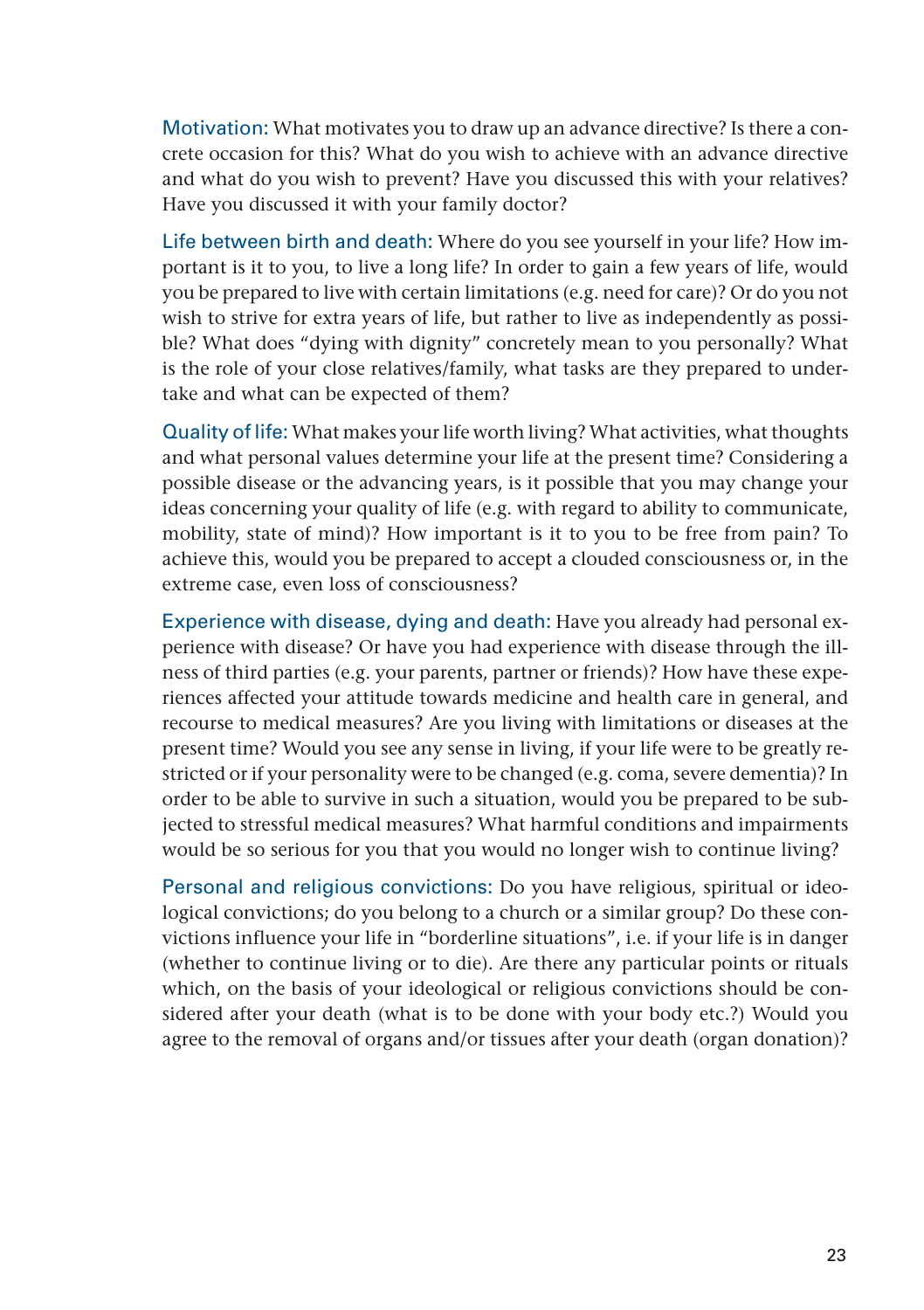**Motivation:** What motivates you to draw up an advance directive? Is there a concrete occasion for this? What do you wish to achieve with an advance directive and what do you wish to prevent? Have you discussed this with your relatives? Have you discussed it with your family doctor?

**Life between birth and death:** Where do you see yourself in your life? How important is it to you, to live a long life? In order to gain a few years of life, would you be prepared to live with certain limitations (e.g. need for care)? Or do you not wish to strive for extra years of life, but rather to live as independently as possible? What does "dying with dignity" concretely mean to you personally? What is the role of your close relatives/family, what tasks are they prepared to undertake and what can be expected of them?

**Quality of life:** What makes your life worth living? What activities, what thoughts and what personal values determine your life at the present time? Considering a possible disease or the advancing years, is it possible that you may change your ideas concerning your quality of life (e.g. with regard to ability to communicate, mobility, state of mind)? How important is it to you to be free from pain? To achieve this, would you be prepared to accept a clouded consciousness or, in the extreme case, even loss of consciousness?

**Experience with disease, dying and death:** Have you already had personal experience with disease? Or have you had experience with disease through the illness of third parties (e.g. your parents, partner or friends)? How have these experiences affected your attitude towards medicine and health care in general, and recourse to medical measures? Are you living with limitations or diseases at the present time? Would you see any sense in living, if your life were to be greatly restricted or if your personality were to be changed (e.g. coma, severe dementia)? In order to be able to survive in such a situation, would you be prepared to be subjected to stressful medical measures? What harmful conditions and impairments would be so serious for you that you would no longer wish to continue living?

**Personal and religious convictions:** Do you have religious, spiritual or ideological convictions; do you belong to a church or a similar group? Do these convictions influence your life in "borderline situations", i.e. if your life is in danger (whether to continue living or to die). Are there any particular points or rituals which, on the basis of your ideological or religious convictions should be considered after your death (what is to be done with your body etc.?) Would you agree to the removal of organs and/or tissues after your death (organ donation)?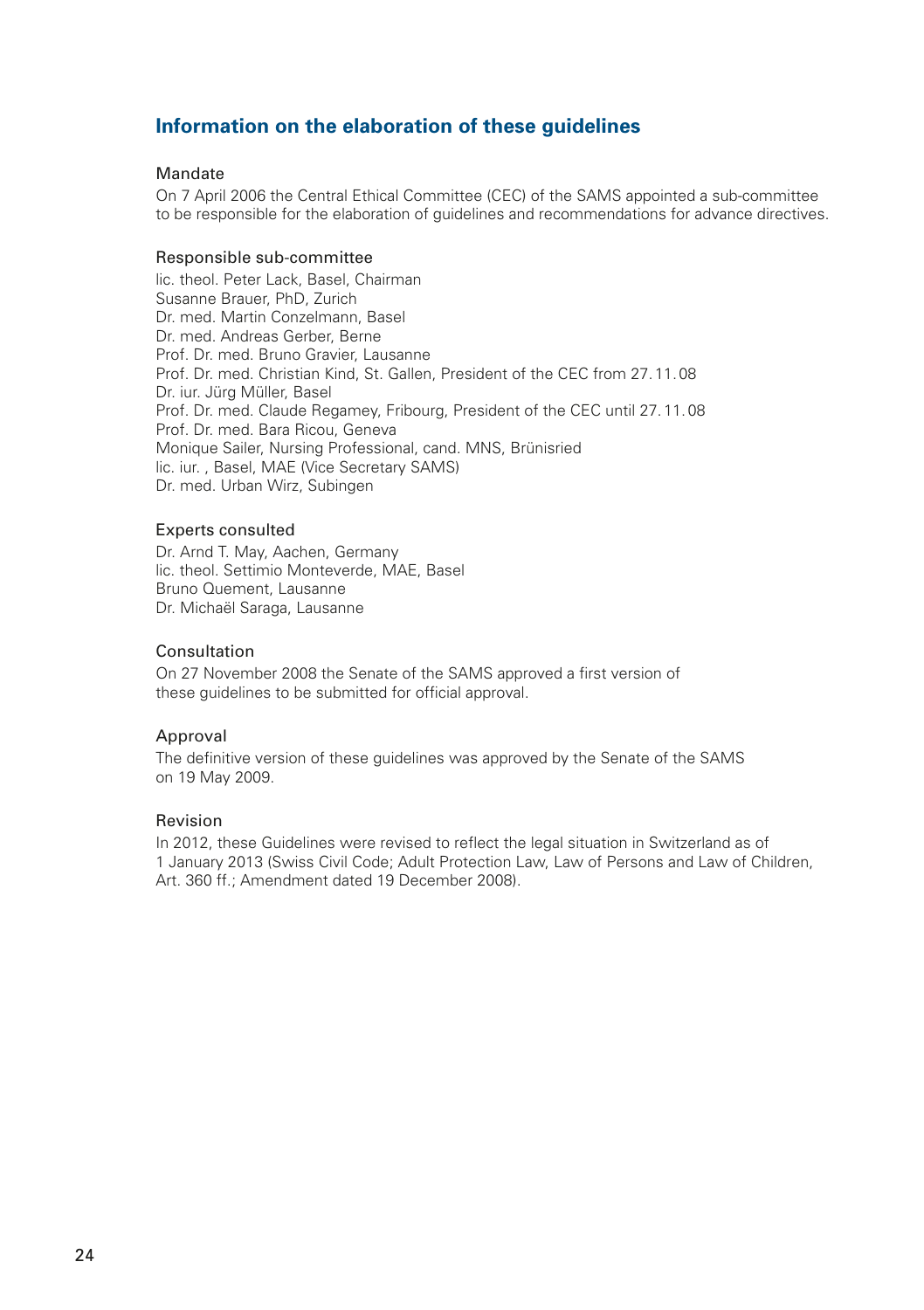## Information on the elaboration of these guidelines

### Mandate

On 7 April 2006 the Central Ethical Committee (CEC) of the SAMS appointed a sub-committee to be responsible for the elaboration of guidelines and recommendations for advance directives.

### Responsible sub-committee

lic. theol. Peter Lack, Basel, Chairman
Susanne Brauer, PhD, Zurich
Dr. med. Martin Conzelmann, Basel
Dr. med. Andreas Gerber, Berne
Prof. Dr. med. Bruno Gravier, Lausanne
Prof. Dr. med. Christian Kind, St. Gallen, President of the CEC from 27. 11. 08
Dr. iur. Jürg Müller, Basel
Prof. Dr. med. Claude Regamey, Fribourg, President of the CEC until 27. 11. 08
Prof. Dr. med. Bara Ricou, Geneva
Monique Sailer, Nursing Professional, cand. MNS, Brünisried
lic. iur. , Basel, MAE (Vice Secretary SAMS)
Dr. med. Urban Wirz, Subingen

### Experts consulted

Dr. Arnd T. May, Aachen, Germany
lic. theol. Settimio Monteverde, MAE, Basel
Bruno Quement, Lausanne
Dr. Michaël Saraga, Lausanne

### Consultation

On 27 November 2008 the Senate of the SAMS approved a first version of these guidelines to be submitted for official approval.

### Approval

The definitive version of these guidelines was approved by the Senate of the SAMS on 19 May 2009.

### Revision

In 2012, these Guidelines were revised to reflect the legal situation in Switzerland as of 1 January 2013 (Swiss Civil Code; Adult Protection Law, Law of Persons and Law of Children, Art. 360 ff.; Amendment dated 19 December 2008).